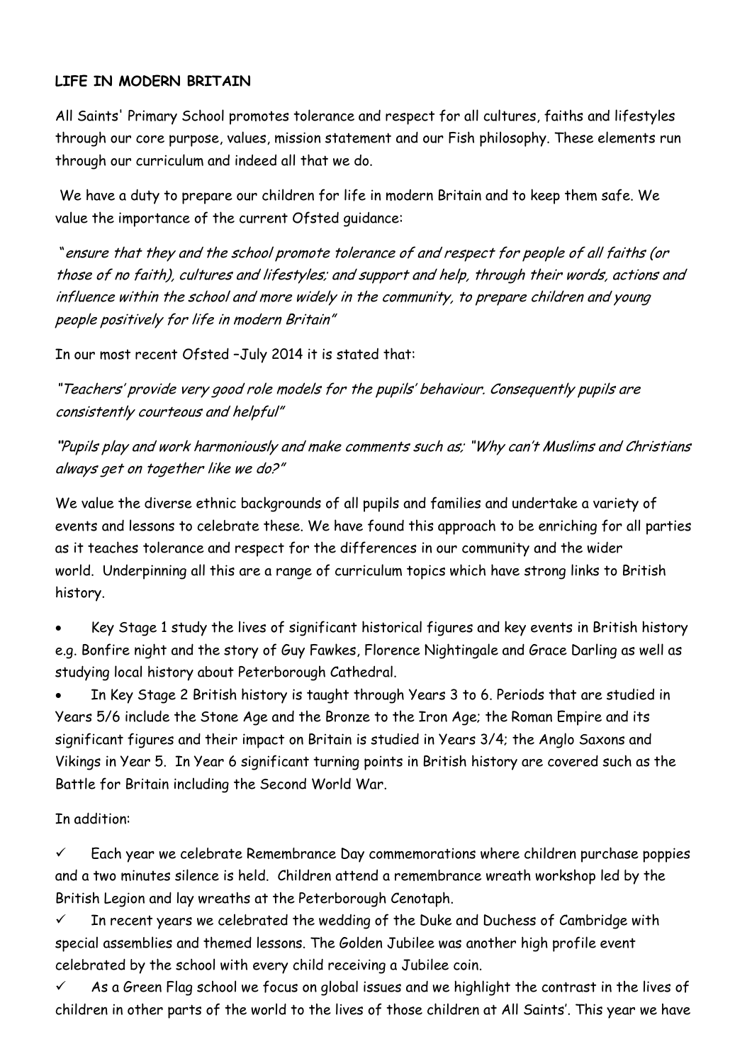**LIFE IN MODERN BRITAIN**

All Saints' Primary School promotes tolerance and respect for all cultures, faiths and lifestyles through our core purpose, values, mission statement and our Fish philosophy. These elements run through our curriculum and indeed all that we do.

We have a duty to prepare our children for life in modern Britain and to keep them safe. We value the importance of the current Ofsted guidance:

*"ensure that they and the school promote tolerance of and respect for people of all faiths (or those of no faith), cultures and lifestyles; and support and help, through their words, actions and influence within the school and more widely in the community, to prepare children and young people positively for life in modern Britain"*

In our most recent Ofsted –July 2014 it is stated that:

*"Teachers' provide very good role models for the pupils' behaviour. Consequently pupils are consistently courteous and helpful"*

*"Pupils play and work harmoniously and make comments such as; "Why can't Muslims and Christians always get on together like we do?"*

We value the diverse ethnic backgrounds of all pupils and families and undertake a variety of events and lessons to celebrate these. We have found this approach to be enriching for all parties as it teaches tolerance and respect for the differences in our community and the wider world. Underpinning all this are a range of curriculum topics which have strong links to British history.

- Key Stage 1 study the lives of significant historical figures and key events in British history e.g. Bonfire night and the story of Guy Fawkes, Florence Nightingale and Grace Darling as well as studying local history about Peterborough Cathedral.
- In Key Stage 2 British history is taught through Years 3 to 6. Periods that are studied in Years 5/6 include the Stone Age and the Bronze to the Iron Age; the Roman Empire and its significant figures and their impact on Britain is studied in Years 3/4; the Anglo Saxons and Vikings in Year 5. In Year 6 significant turning points in British history are covered such as the Battle for Britain including the Second World War.

In addition:

- ✓ Each year we celebrate Remembrance Day commemorations where children purchase poppies and a two minutes silence is held. Children attend a remembrance wreath workshop led by the British Legion and lay wreaths at the Peterborough Cenotaph.
- ✓ In recent years we celebrated the wedding of the Duke and Duchess of Cambridge with special assemblies and themed lessons. The Golden Jubilee was another high profile event celebrated by the school with every child receiving a Jubilee coin.
- ✓ As a Green Flag school we focus on global issues and we highlight the contrast in the lives of children in other parts of the world to the lives of those children at All Saints'. This year we have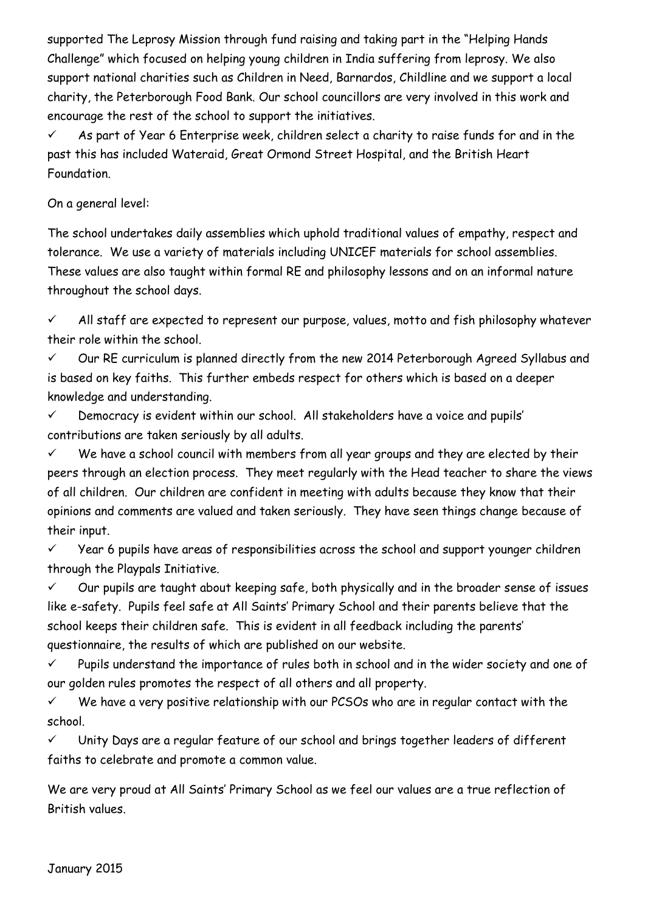supported The Leprosy Mission through fund raising and taking part in the "Helping Hands Challenge" which focused on helping young children in India suffering from leprosy. We also support national charities such as Children in Need, Barnardos, Childline and we support a local charity, the Peterborough Food Bank. Our school councillors are very involved in this work and encourage the rest of the school to support the initiatives.

- ✓ As part of Year 6 Enterprise week, children select a charity to raise funds for and in the past this has included Wateraid, Great Ormond Street Hospital, and the British Heart Foundation.

On a general level:

The school undertakes daily assemblies which uphold traditional values of empathy, respect and tolerance. We use a variety of materials including UNICEF materials for school assemblies. These values are also taught within formal RE and philosophy lessons and on an informal nature throughout the school days.

- ✓ All staff are expected to represent our purpose, values, motto and fish philosophy whatever their role within the school.
- ✓ Our RE curriculum is planned directly from the new 2014 Peterborough Agreed Syllabus and is based on key faiths. This further embeds respect for others which is based on a deeper knowledge and understanding.
- ✓ Democracy is evident within our school. All stakeholders have a voice and pupils' contributions are taken seriously by all adults.
- ✓ We have a school council with members from all year groups and they are elected by their peers through an election process. They meet regularly with the Head teacher to share the views of all children. Our children are confident in meeting with adults because they know that their opinions and comments are valued and taken seriously. They have seen things change because of their input.
- ✓ Year 6 pupils have areas of responsibilities across the school and support younger children through the Playpals Initiative.
- ✓ Our pupils are taught about keeping safe, both physically and in the broader sense of issues like e-safety. Pupils feel safe at All Saints' Primary School and their parents believe that the school keeps their children safe. This is evident in all feedback including the parents' questionnaire, the results of which are published on our website.
- ✓ Pupils understand the importance of rules both in school and in the wider society and one of our golden rules promotes the respect of all others and all property.
- ✓ We have a very positive relationship with our PCSOs who are in regular contact with the school.
- ✓ Unity Days are a regular feature of our school and brings together leaders of different faiths to celebrate and promote a common value.

We are very proud at All Saints' Primary School as we feel our values are a true reflection of British values.

January 2015